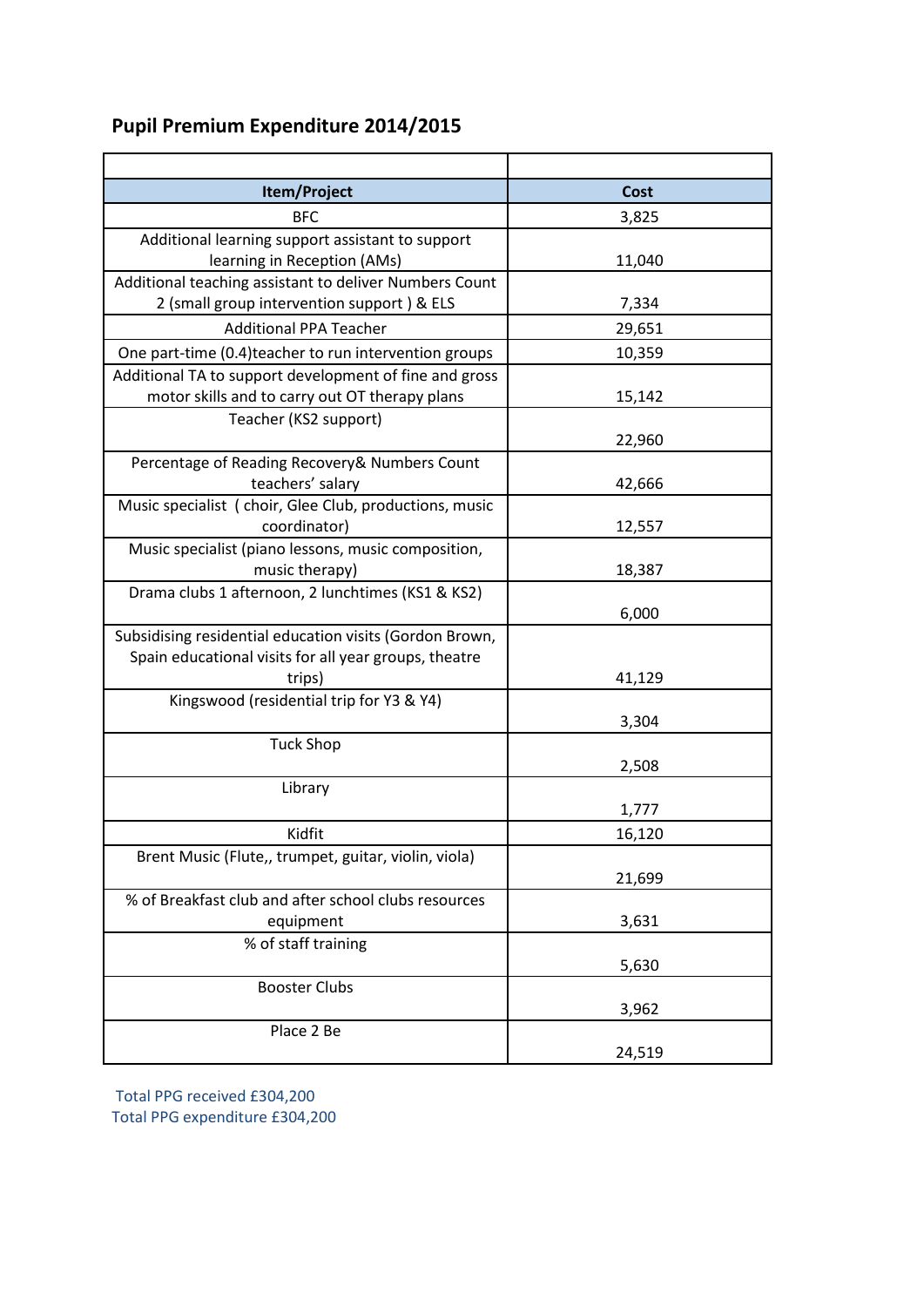# Pupil Premium Expenditure 2014/2015

| Item/Project | Cost |
| --- | --- |
| BFC | 3,825 |
| Additional learning support assistant to support learning in Reception (AMs) | 11,040 |
| Additional teaching assistant to deliver Numbers Count 2 (small group intervention support ) & ELS | 7,334 |
| Additional PPA Teacher | 29,651 |
| One part-time (0.4)teacher to run intervention groups | 10,359 |
| Additional TA to support development of fine and gross motor skills and to carry out OT therapy plans | 15,142 |
| Teacher (KS2 support) | 22,960 |
| Percentage of Reading Recovery& Numbers Count teachers' salary | 42,666 |
| Music specialist ( choir, Glee Club, productions, music coordinator) | 12,557 |
| Music specialist (piano lessons, music composition, music therapy) | 18,387 |
| Drama clubs 1 afternoon, 2 lunchtimes (KS1 & KS2) | 6,000 |
| Subsidising residential education visits (Gordon Brown, Spain educational visits for all year groups, theatre trips) | 41,129 |
| Kingswood (residential trip for Y3 & Y4) | 3,304 |
| Tuck Shop | 2,508 |
| Library | 1,777 |
| Kidfit | 16,120 |
| Brent Music (Flute,, trumpet, guitar, violin, viola) | 21,699 |
| % of Breakfast club and after school clubs resources equipment | 3,631 |
| % of staff training | 5,630 |
| Booster Clubs | 3,962 |
| Place 2 Be | 24,519 |

Total PPG received £304,200

Total PPG expenditure £304,200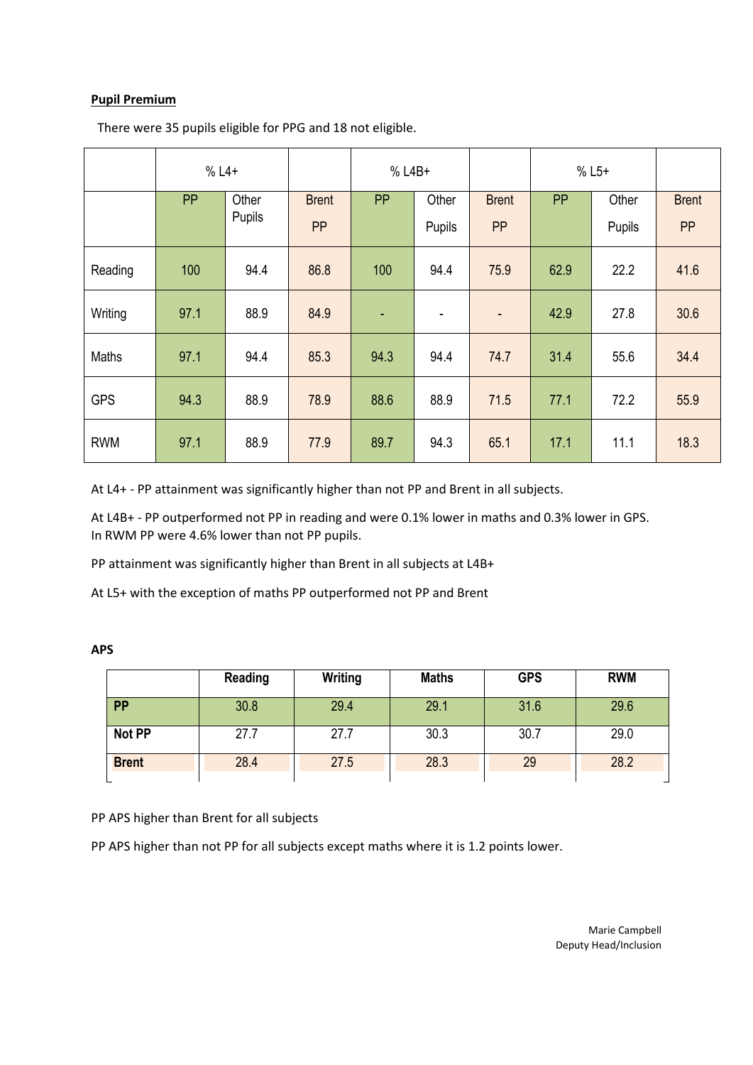**Pupil Premium**

There were 35 pupils eligible for PPG and 18 not eligible.

| | % L4+ | | | % L4B+ | | | % L5+ | | |
|---|---|---|---|---|---|---|---|---|---|
| | PP | Other Pupils | Brent PP | PP | Other Pupils | Brent PP | PP | Other Pupils | Brent PP |
| Reading | 100 | 94.4 | 86.8 | 100 | 94.4 | 75.9 | 62.9 | 22.2 | 41.6 |
| Writing | 97.1 | 88.9 | 84.9 | - | - | - | 42.9 | 27.8 | 30.6 |
| Maths | 97.1 | 94.4 | 85.3 | 94.3 | 94.4 | 74.7 | 31.4 | 55.6 | 34.4 |
| GPS | 94.3 | 88.9 | 78.9 | 88.6 | 88.9 | 71.5 | 77.1 | 72.2 | 55.9 |
| RWM | 97.1 | 88.9 | 77.9 | 89.7 | 94.3 | 65.1 | 17.1 | 11.1 | 18.3 |

At L4+ - PP attainment was significantly higher than not PP and Brent in all subjects.

At L4B+ - PP outperformed not PP in reading and were 0.1% lower in maths and 0.3% lower in GPS. In RWM PP were 4.6% lower than not PP pupils.

PP attainment was significantly higher than Brent in all subjects at L4B+

At L5+ with the exception of maths PP outperformed not PP and Brent

**APS**

| | Reading | Writing | Maths | GPS | RWM |
|---|---|---|---|---|---|
| **PP** | 30.8 | 29.4 | 29.1 | 31.6 | 29.6 |
| **Not PP** | 27.7 | 27.7 | 30.3 | 30.7 | 29.0 |
| **Brent** | 28.4 | 27.5 | 28.3 | 29 | 28.2 |

PP APS higher than Brent for all subjects

PP APS higher than not PP for all subjects except maths where it is 1.2 points lower.

Marie Campbell
Deputy Head/Inclusion